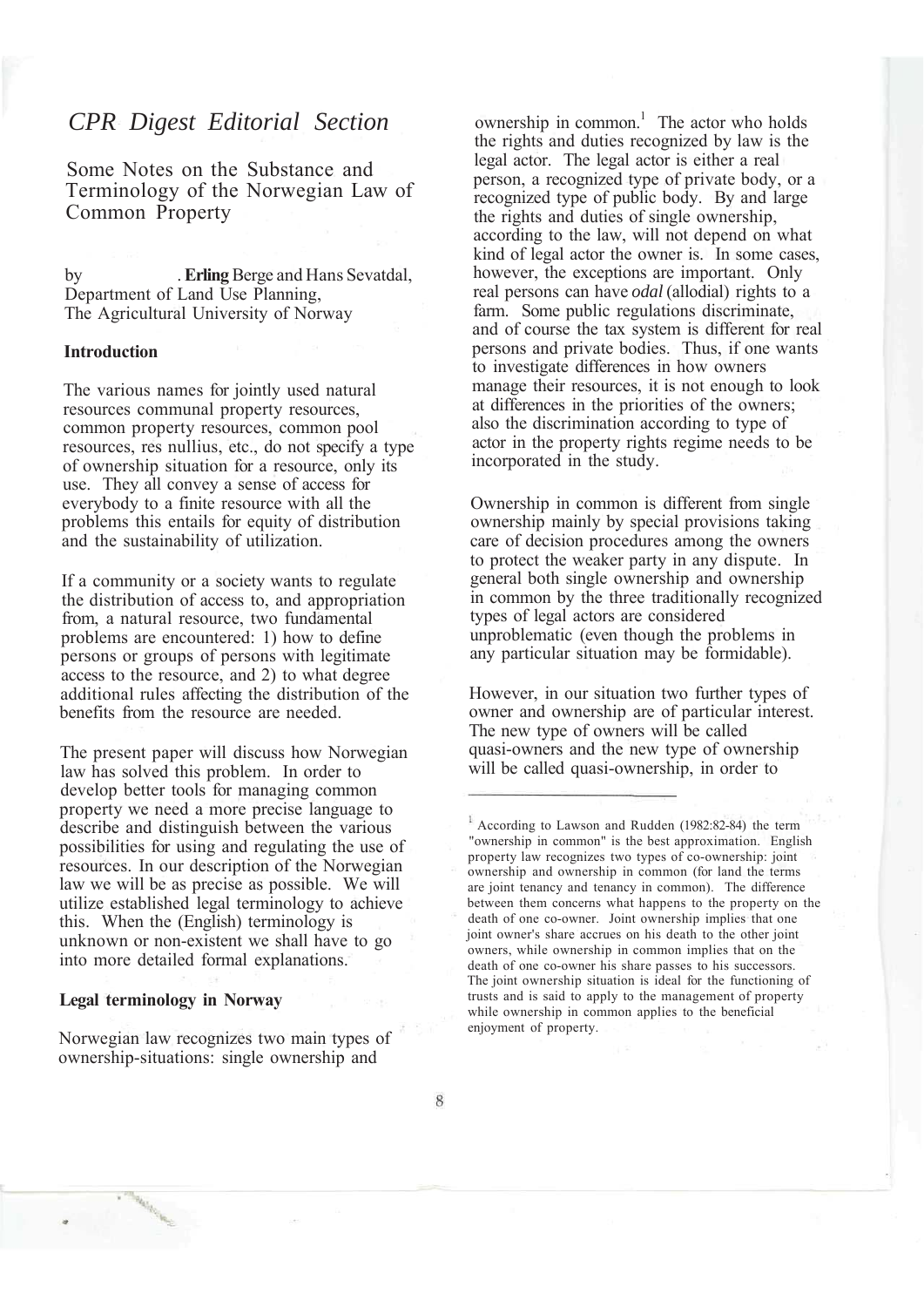# CPR Digest Editorial Section

## Some Notes on the Substance and Terminology of the Norwegian Law of Common Property

by . **Erling** Berge and Hans Sevatdal, Department of Land Use Planning, The Agricultural University of Norway

### Introduction

The various names for jointly used natural resources communal property resources, common property resources, common pool resources, res nullius, etc., do not specify a type of ownership situation for a resource, only its use. They all convey a sense of access for everybody to a finite resource with all the problems this entails for equity of distribution and the sustainability of utilization.

If a community or a society wants to regulate the distribution of access to, and appropriation from, a natural resource, two fundamental problems are encountered: 1) how to define persons or groups of persons with legitimate access to the resource, and 2) to what degree additional rules affecting the distribution of the benefits from the resource are needed.

The present paper will discuss how Norwegian law has solved this problem. In order to develop better tools for managing common property we need a more precise language to describe and distinguish between the various possibilities for using and regulating the use of resources. In our description of the Norwegian law we will be as precise as possible. We will utilize established legal terminology to achieve this. When the (English) terminology is unknown or non-existent we shall have to go into more detailed formal explanations.

### Legal terminology in Norway

Norwegian law recognizes two main types of ownership-situations: single ownership and ownership in common.[1] The actor who holds the rights and duties recognized by law is the legal actor. The legal actor is either a real person, a recognized type of private body, or a recognized type of public body. By and large the rights and duties of single ownership, according to the law, will not depend on what kind of legal actor the owner is. In some cases, however, the exceptions are important. Only real persons can have *odal* (allodial) rights to a farm. Some public regulations discriminate, and of course the tax system is different for real persons and private bodies. Thus, if one wants to investigate differences in how owners manage their resources, it is not enough to look at differences in the priorities of the owners; also the discrimination according to type of actor in the property rights regime needs to be incorporated in the study.

Ownership in common is different from single ownership mainly by special provisions taking care of decision procedures among the owners to protect the weaker party in any dispute. In general both single ownership and ownership in common by the three traditionally recognized types of legal actors are considered unproblematic (even though the problems in any particular situation may be formidable).

However, in our situation two further types of owner and ownership are of particular interest. The new type of owners will be called quasi-owners and the new type of ownership will be called quasi-ownership, in order to

---

[1] According to Lawson and Rudden (1982:82-84) the term "ownership in common" is the best approximation. English property law recognizes two types of co-ownership: joint ownership and ownership in common (for land the terms are joint tenancy and tenancy in common). The difference between them concerns what happens to the property on the death of one co-owner. Joint ownership implies that one joint owner's share accrues on his death to the other joint owners, while ownership in common implies that on the death of one co-owner his share passes to his successors. The joint ownership situation is ideal for the functioning of trusts and is said to apply to the management of property while ownership in common applies to the beneficial enjoyment of property.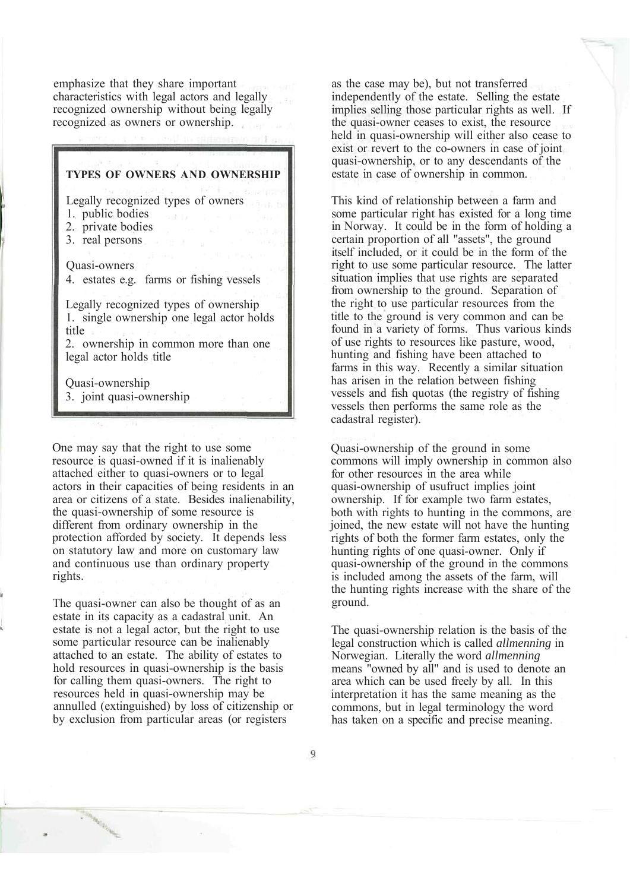emphasize that they share important characteristics with legal actors and legally recognized ownership without being legally recognized as owners or ownership.

**TYPES OF OWNERS AND OWNERSHIP**

Legally recognized types of owners
1. public bodies
2. private bodies
3. real persons

Quasi-owners
4. estates e.g. farms or fishing vessels

Legally recognized types of ownership
1. single ownership one legal actor holds title
2. ownership in common more than one legal actor holds title

Quasi-ownership
3. joint quasi-ownership

One may say that the right to use some resource is quasi-owned if it is inalienably attached either to quasi-owners or to legal actors in their capacities of being residents in an area or citizens of a state. Besides inalienability, the quasi-ownership of some resource is different from ordinary ownership in the protection afforded by society. It depends less on statutory law and more on customary law and continuous use than ordinary property rights.

The quasi-owner can also be thought of as an estate in its capacity as a cadastral unit. An estate is not a legal actor, but the right to use some particular resource can be inalienably attached to an estate. The ability of estates to hold resources in quasi-ownership is the basis for calling them quasi-owners. The right to resources held in quasi-ownership may be annulled (extinguished) by loss of citizenship or by exclusion from particular areas (or registers as the case may be), but not transferred independently of the estate. Selling the estate implies selling those particular rights as well. If the quasi-owner ceases to exist, the resource held in quasi-ownership will either also cease to exist or revert to the co-owners in case of joint quasi-ownership, or to any descendants of the estate in case of ownership in common.

This kind of relationship between a farm and some particular right has existed for a long time in Norway. It could be in the form of holding a certain proportion of all "assets", the ground itself included, or it could be in the form of the right to use some particular resource. The latter situation implies that use rights are separated from ownership to the ground. Separation of the right to use particular resources from the title to the ground is very common and can be found in a variety of forms. Thus various kinds of use rights to resources like pasture, wood, hunting and fishing have been attached to farms in this way. Recently a similar situation has arisen in the relation between fishing vessels and fish quotas (the registry of fishing vessels then performs the same role as the cadastral register).

Quasi-ownership of the ground in some commons will imply ownership in common also for other resources in the area while quasi-ownership of usufruct implies joint ownership. If for example two farm estates, both with rights to hunting in the commons, are joined, the new estate will not have the hunting rights of both the former farm estates, only the hunting rights of one quasi-owner. Only if quasi-ownership of the ground in the commons is included among the assets of the farm, will the hunting rights increase with the share of the ground.

The quasi-ownership relation is the basis of the legal construction which is called *allmenning* in Norwegian. Literally the word *allmenning* means "owned by all" and is used to denote an area which can be used freely by all. In this interpretation it has the same meaning as the commons, but in legal terminology the word has taken on a specific and precise meaning.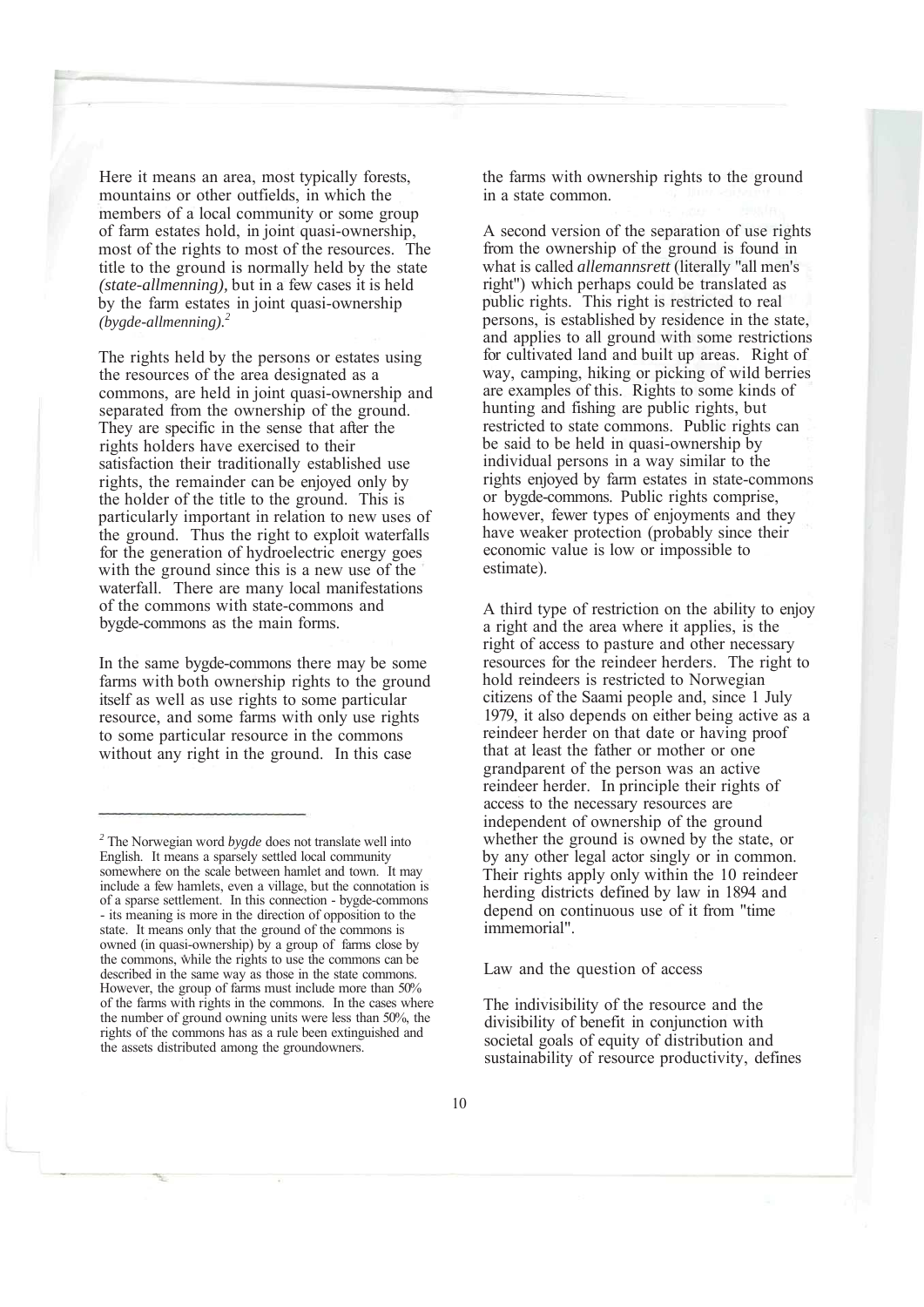Here it means an area, most typically forests, mountains or other outfields, in which the members of a local community or some group of farm estates hold, in joint quasi-ownership, most of the rights to most of the resources. The title to the ground is normally held by the state *(state-allmenning),* but in a few cases it is held by the farm estates in joint quasi-ownership *(bygde-allmenning).*[2]

The rights held by the persons or estates using the resources of the area designated as a commons, are held in joint quasi-ownership and separated from the ownership of the ground. They are specific in the sense that after the rights holders have exercised to their satisfaction their traditionally established use rights, the remainder can be enjoyed only by the holder of the title to the ground. This is particularly important in relation to new uses of the ground. Thus the right to exploit waterfalls for the generation of hydroelectric energy goes with the ground since this is a new use of the waterfall. There are many local manifestations of the commons with state-commons and bygde-commons as the main forms.

In the same bygde-commons there may be some farms with both ownership rights to the ground itself as well as use rights to some particular resource, and some farms with only use rights to some particular resource in the commons without any right in the ground. In this case the farms with ownership rights to the ground in a state common.

A second version of the separation of use rights from the ownership of the ground is found in what is called *allemannsrett* (literally "all men's right") which perhaps could be translated as public rights. This right is restricted to real persons, is established by residence in the state, and applies to all ground with some restrictions for cultivated land and built up areas. Right of way, camping, hiking or picking of wild berries are examples of this. Rights to some kinds of hunting and fishing are public rights, but restricted to state commons. Public rights can be said to be held in quasi-ownership by individual persons in a way similar to the rights enjoyed by farm estates in state-commons or bygde-commons. Public rights comprise, however, fewer types of enjoyments and they have weaker protection (probably since their economic value is low or impossible to estimate).

A third type of restriction on the ability to enjoy a right and the area where it applies, is the right of access to pasture and other necessary resources for the reindeer herders. The right to hold reindeers is restricted to Norwegian citizens of the Saami people and, since 1 July 1979, it also depends on either being active as a reindeer herder on that date or having proof that at least the father or mother or one grandparent of the person was an active reindeer herder. In principle their rights of access to the necessary resources are independent of ownership of the ground whether the ground is owned by the state, or by any other legal actor singly or in common. Their rights apply only within the 10 reindeer herding districts defined by law in 1894 and depend on continuous use of it from "time immemorial".

## Law and the question of access

The indivisibility of the resource and the divisibility of benefit in conjunction with societal goals of equity of distribution and sustainability of resource productivity, defines

---

[2] The Norwegian word *bygde* does not translate well into English. It means a sparsely settled local community somewhere on the scale between hamlet and town. It may include a few hamlets, even a village, but the connotation is of a sparse settlement. In this connection - bygde-commons - its meaning is more in the direction of opposition to the state. It means only that the ground of the commons is owned (in quasi-ownership) by a group of farms close by the commons, while the rights to use the commons can be described in the same way as those in the state commons. However, the group of farms must include more than 50% of the farms with rights in the commons. In the cases where the number of ground owning units were less than 50%, the rights of the commons has as a rule been extinguished and the assets distributed among the groundowners.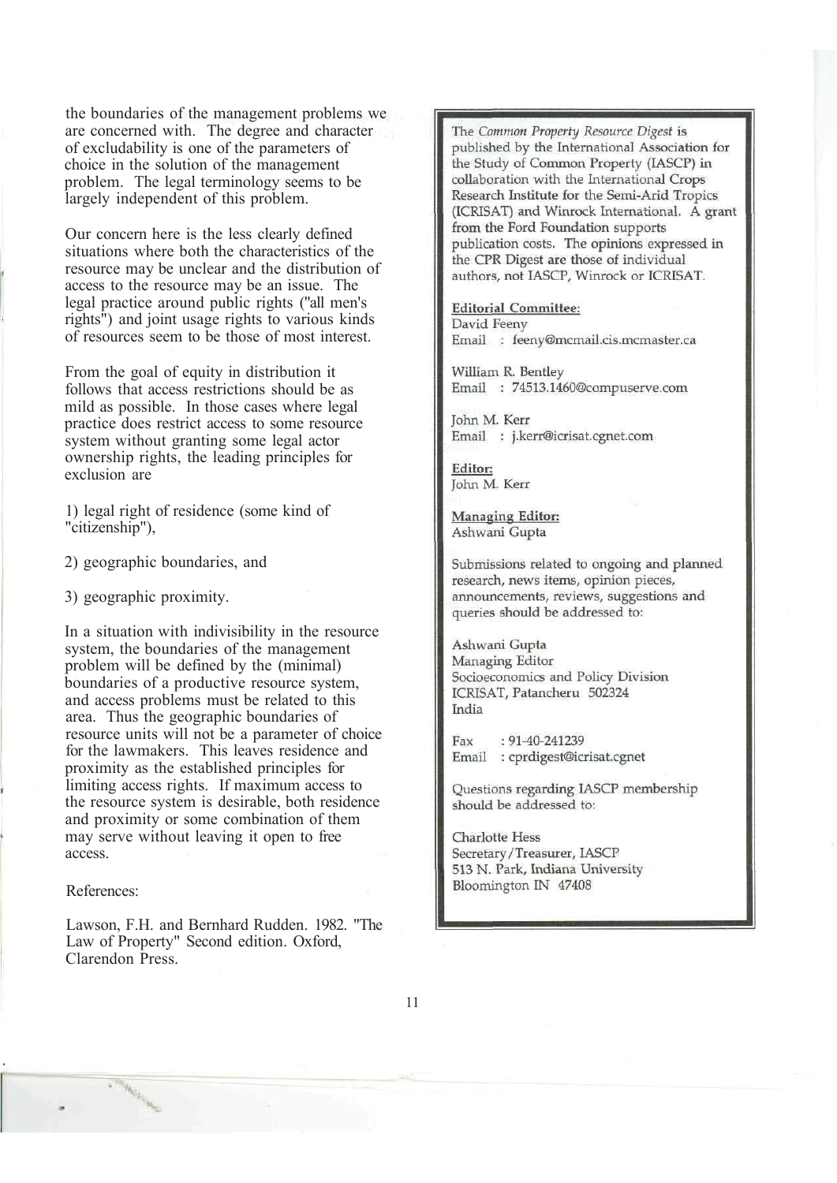the boundaries of the management problems we are concerned with. The degree and character of excludability is one of the parameters of choice in the solution of the management problem. The legal terminology seems to be largely independent of this problem.

Our concern here is the less clearly defined situations where both the characteristics of the resource may be unclear and the distribution of access to the resource may be an issue. The legal practice around public rights ("all men's rights") and joint usage rights to various kinds of resources seem to be those of most interest.

From the goal of equity in distribution it follows that access restrictions should be as mild as possible. In those cases where legal practice does restrict access to some resource system without granting some legal actor ownership rights, the leading principles for exclusion are

1) legal right of residence (some kind of "citizenship"),

2) geographic boundaries, and

3) geographic proximity.

In a situation with indivisibility in the resource system, the boundaries of the management problem will be defined by the (minimal) boundaries of a productive resource system, and access problems must be related to this area. Thus the geographic boundaries of resource units will not be a parameter of choice for the lawmakers. This leaves residence and proximity as the established principles for limiting access rights. If maximum access to the resource system is desirable, both residence and proximity or some combination of them may serve without leaving it open to free access.

References:

Lawson, F.H. and Bernhard Rudden. 1982. "The Law of Property" Second edition. Oxford, Clarendon Press.

---

The *Common Property Resource Digest* is published by the International Association for the Study of Common Property (IASCP) in collaboration with the International Crops Research Institute for the Semi-Arid Tropics (ICRISAT) and Winrock International. A grant from the Ford Foundation supports publication costs. The opinions expressed in the CPR Digest are those of individual authors, not IASCP, Winrock or ICRISAT.

**Editorial Committee:**
David Feeny
Email : feeny@mcmail.cis.mcmaster.ca

William R. Bentley
Email : 74513.1460@compuserve.com

John M. Kerr
Email : j.kerr@icrisat.cgnet.com

**Editor:**
John M. Kerr

**Managing Editor:**
Ashwani Gupta

Submissions related to ongoing and planned research, news items, opinion pieces, announcements, reviews, suggestions and queries should be addressed to:

Ashwani Gupta
Managing Editor
Socioeconomics and Policy Division
ICRISAT, Patancheru 502324
India

Fax : 91-40-241239
Email : cprdigest@icrisat.cgnet

Questions regarding IASCP membership should be addressed to:

Charlotte Hess
Secretary/Treasurer, IASCP
513 N. Park, Indiana University
Bloomington IN 47408